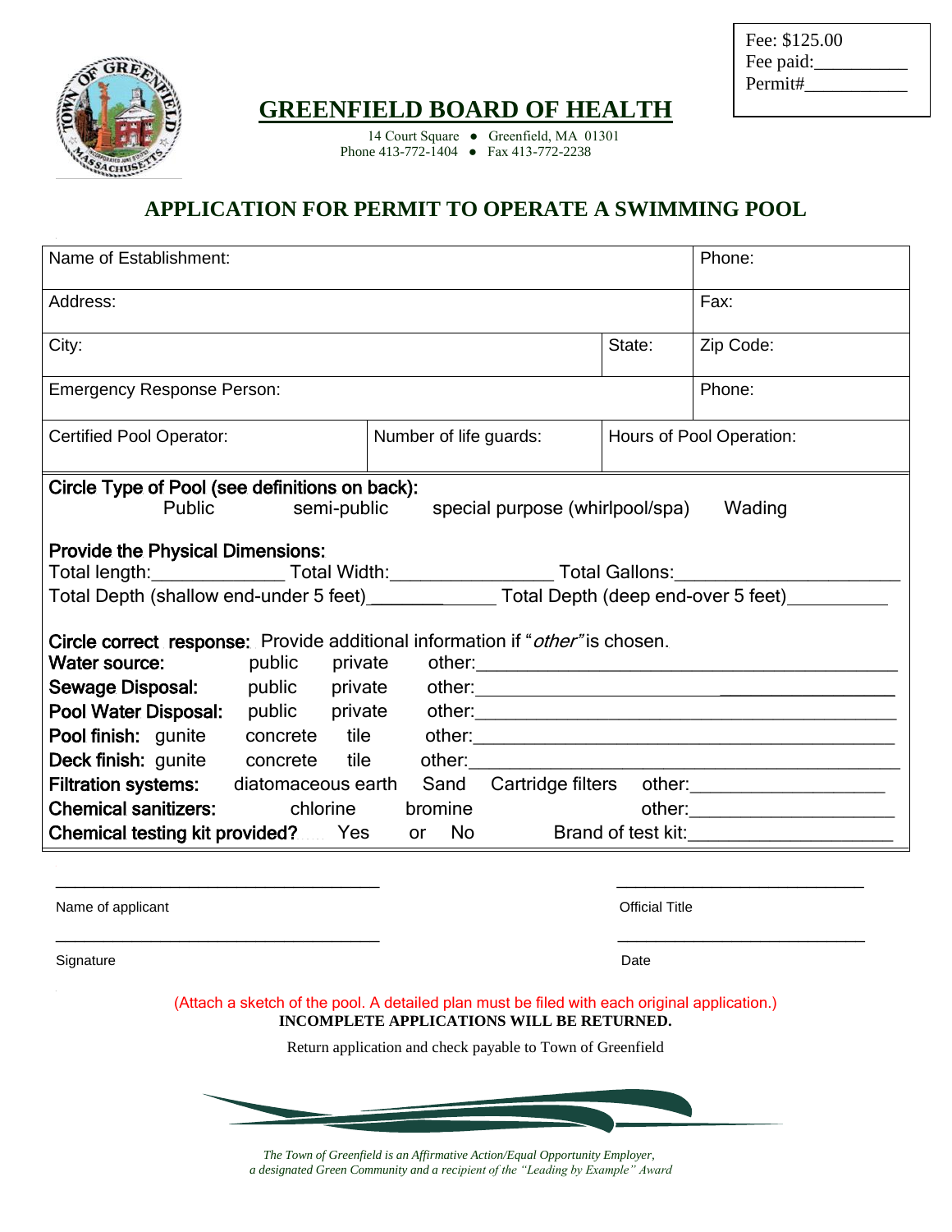Fee: $125.00
Fee paid:__________
Permit#___________

# GREENFIELD BOARD OF HEALTH

14 Court Square ● Greenfield, MA 01301
Phone 413-772-1404 ● Fax 413-772-2238

## APPLICATION FOR PERMIT TO OPERATE A SWIMMING POOL

| Name of Establishment: | | | Phone: |
|---|---|---|---|
| Address: | | | Fax: |
| City: | | State: | Zip Code: |
| Emergency Response Person: | | | Phone: |
| Certified Pool Operator: | Number of life guards: | Hours of Pool Operation: | |

**Circle Type of Pool (see definitions on back):**
Public    semi-public    special purpose (whirlpool/spa)    Wading

**Provide the Physical Dimensions:**
Total length:_____________ Total Width:________________ Total Gallons:______________________
Total Depth (shallow end-under 5 feet)_____________ Total Depth (deep end-over 5 feet)__________

**Circle correct response:** Provide additional information if "*other*" is chosen.

**Water source:** public private other:_________________________________________
**Sewage Disposal:** public private other:_________________________________________
**Pool Water Disposal:** public private other:_________________________________________
**Pool finish:** gunite concrete tile other:_________________________________________
**Deck finish:** gunite concrete tile other:_________________________________________
**Filtration systems:** diatomaceous earth Sand Cartridge filters other:__________________
**Chemical sanitizers:** chlorine bromine other:____________________
**Chemical testing kit provided?** Yes or No Brand of test kit:____________________

___________________________________ ___________________________
Name of applicant Official Title

___________________________________ ___________________________
Signature Date

(Attach a sketch of the pool. A detailed plan must be filed with each original application.)
**INCOMPLETE APPLICATIONS WILL BE RETURNED.**

Return application and check payable to Town of Greenfield

*The Town of Greenfield is an Affirmative Action/Equal Opportunity Employer, a designated Green Community and a recipient of the "Leading by Example" Award*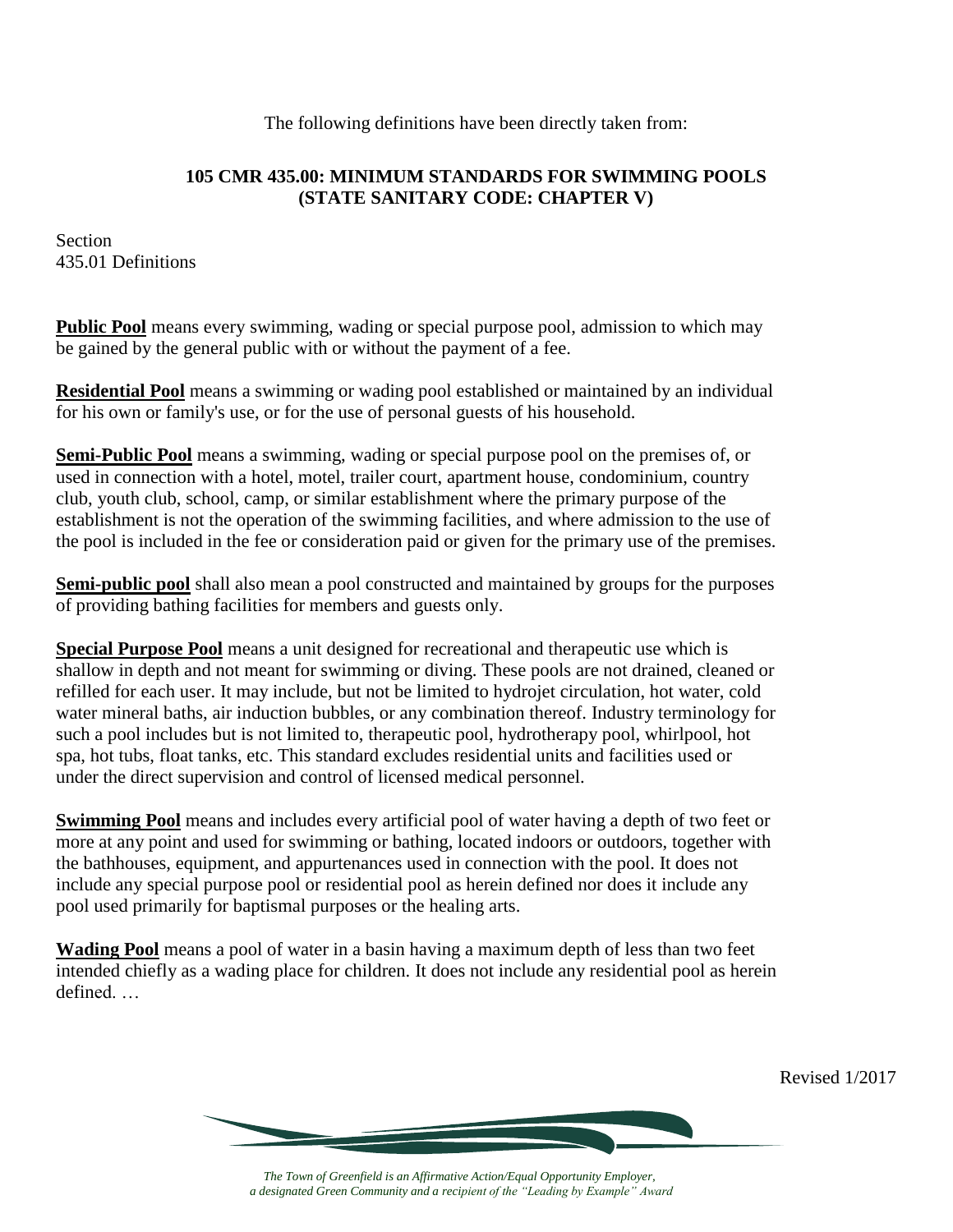The following definitions have been directly taken from:

## 105 CMR 435.00: MINIMUM STANDARDS FOR SWIMMING POOLS (STATE SANITARY CODE: CHAPTER V)

Section
435.01 Definitions

**Public Pool** means every swimming, wading or special purpose pool, admission to which may be gained by the general public with or without the payment of a fee.

**Residential Pool** means a swimming or wading pool established or maintained by an individual for his own or family's use, or for the use of personal guests of his household.

**Semi-Public Pool** means a swimming, wading or special purpose pool on the premises of, or used in connection with a hotel, motel, trailer court, apartment house, condominium, country club, youth club, school, camp, or similar establishment where the primary purpose of the establishment is not the operation of the swimming facilities, and where admission to the use of the pool is included in the fee or consideration paid or given for the primary use of the premises.

**Semi-public pool** shall also mean a pool constructed and maintained by groups for the purposes of providing bathing facilities for members and guests only.

**Special Purpose Pool** means a unit designed for recreational and therapeutic use which is shallow in depth and not meant for swimming or diving. These pools are not drained, cleaned or refilled for each user. It may include, but not be limited to hydrojet circulation, hot water, cold water mineral baths, air induction bubbles, or any combination thereof. Industry terminology for such a pool includes but is not limited to, therapeutic pool, hydrotherapy pool, whirlpool, hot spa, hot tubs, float tanks, etc. This standard excludes residential units and facilities used or under the direct supervision and control of licensed medical personnel.

**Swimming Pool** means and includes every artificial pool of water having a depth of two feet or more at any point and used for swimming or bathing, located indoors or outdoors, together with the bathhouses, equipment, and appurtenances used in connection with the pool. It does not include any special purpose pool or residential pool as herein defined nor does it include any pool used primarily for baptismal purposes or the healing arts.

**Wading Pool** means a pool of water in a basin having a maximum depth of less than two feet intended chiefly as a wading place for children. It does not include any residential pool as herein defined. …

Revised 1/2017

*The Town of Greenfield is an Affirmative Action/Equal Opportunity Employer, a designated Green Community and a recipient of the "Leading by Example" Award*